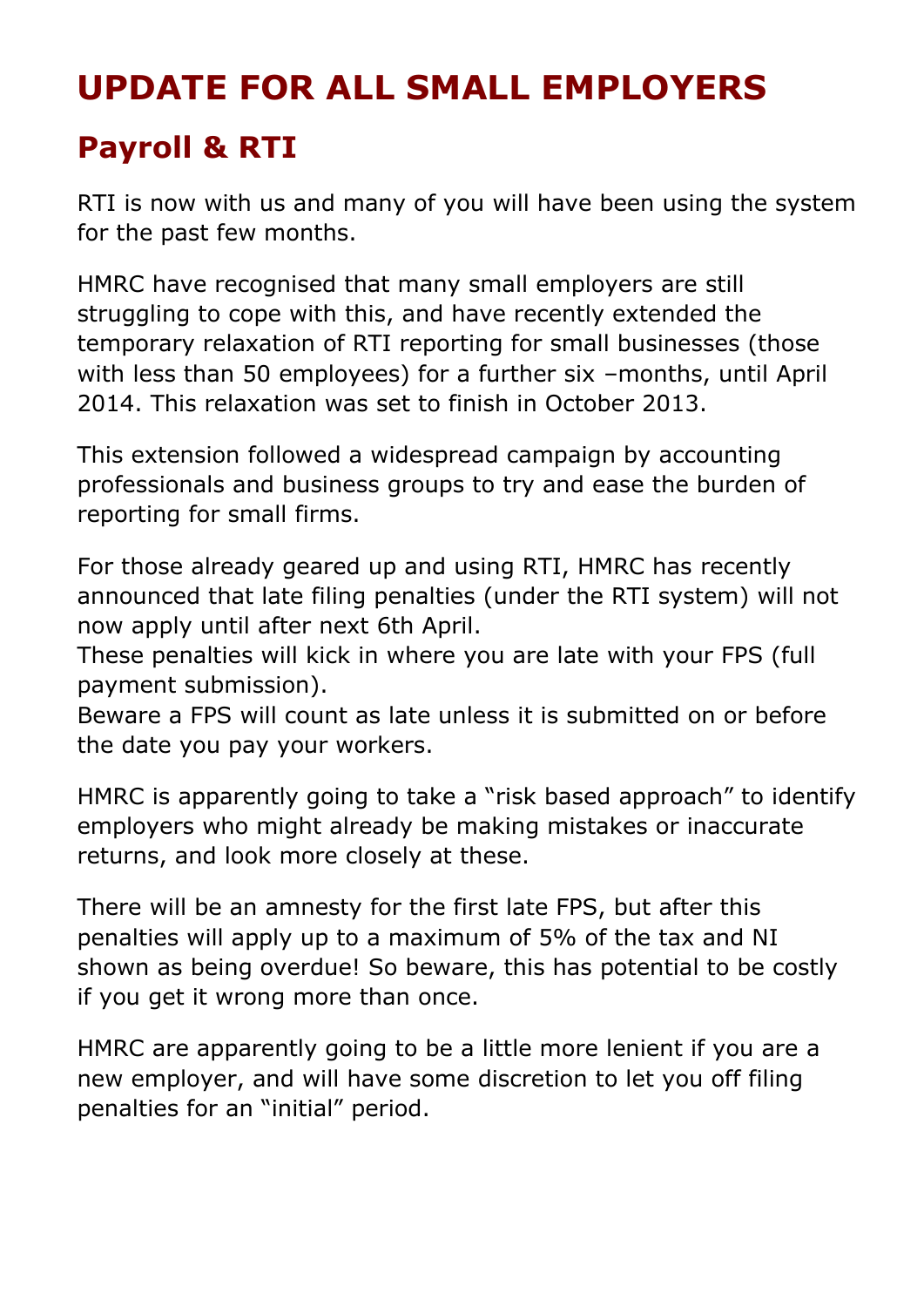# UPDATE FOR ALL SMALL EMPLOYERS

## Payroll & RTI

RTI is now with us and many of you will have been using the system for the past few months.

HMRC have recognised that many small employers are still struggling to cope with this, and have recently extended the temporary relaxation of RTI reporting for small businesses (those with less than 50 employees) for a further six –months, until April 2014. This relaxation was set to finish in October 2013.

This extension followed a widespread campaign by accounting professionals and business groups to try and ease the burden of reporting for small firms.

For those already geared up and using RTI, HMRC has recently announced that late filing penalties (under the RTI system) will not now apply until after next 6th April.
These penalties will kick in where you are late with your FPS (full payment submission).
Beware a FPS will count as late unless it is submitted on or before the date you pay your workers.

HMRC is apparently going to take a "risk based approach" to identify employers who might already be making mistakes or inaccurate returns, and look more closely at these.

There will be an amnesty for the first late FPS, but after this penalties will apply up to a maximum of 5% of the tax and NI shown as being overdue! So beware, this has potential to be costly if you get it wrong more than once.

HMRC are apparently going to be a little more lenient if you are a new employer, and will have some discretion to let you off filing penalties for an "initial" period.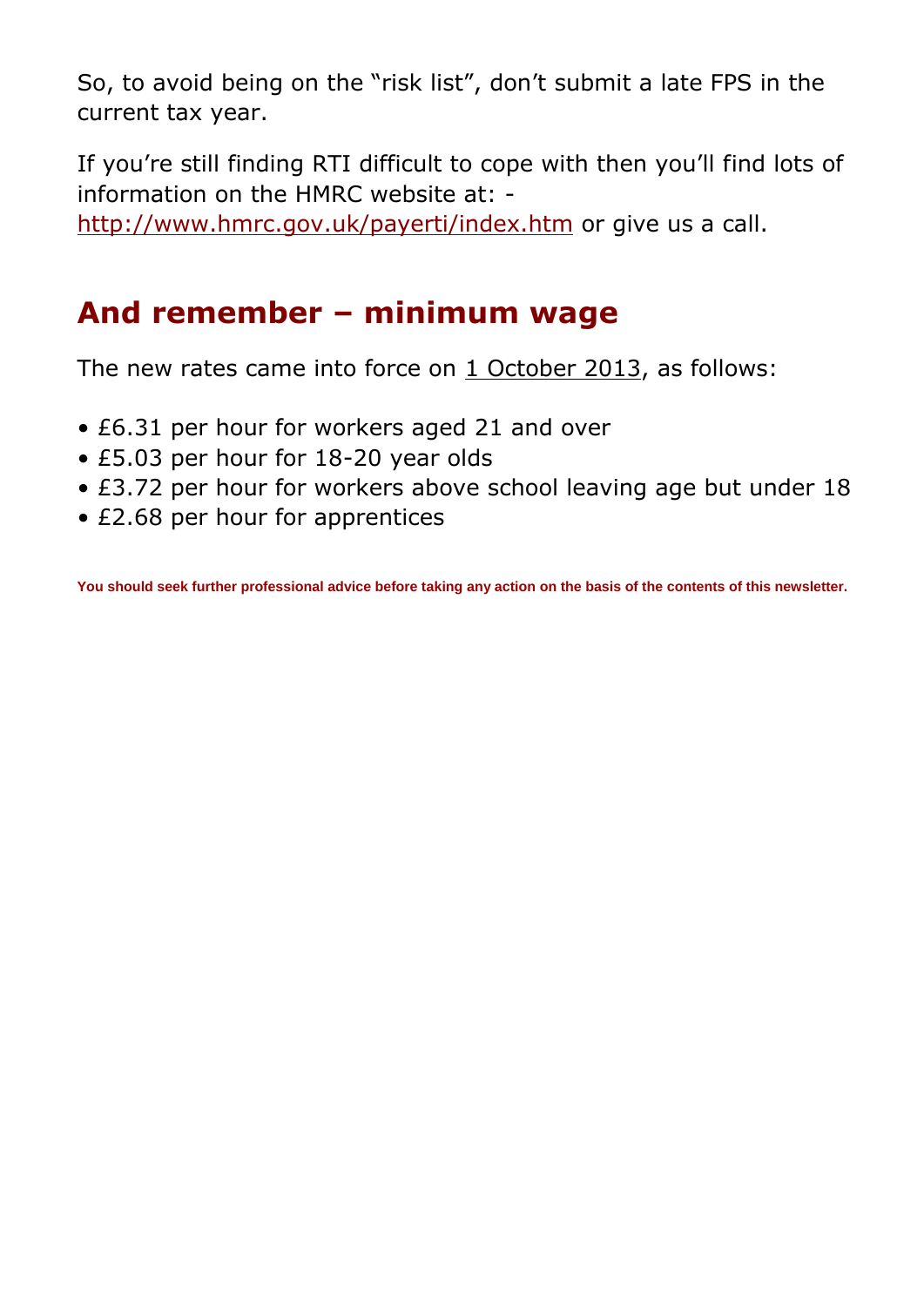So, to avoid being on the "risk list", don't submit a late FPS in the current tax year.

If you're still finding RTI difficult to cope with then you'll find lots of information on the HMRC website at: - http://www.hmrc.gov.uk/payerti/index.htm or give us a call.

## And remember – minimum wage

The new rates came into force on 1 October 2013, as follows:

- £6.31 per hour for workers aged 21 and over
- £5.03 per hour for 18-20 year olds
- £3.72 per hour for workers above school leaving age but under 18
- £2.68 per hour for apprentices

**You should seek further professional advice before taking any action on the basis of the contents of this newsletter.**